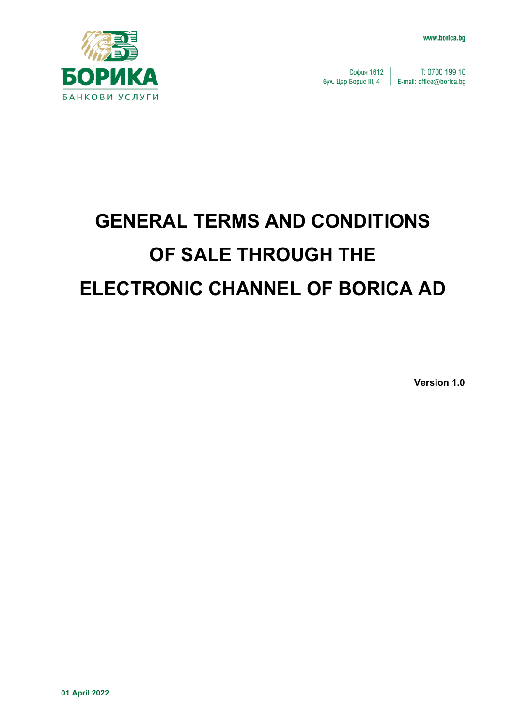БОРИКА

БАНКОВИ УСЛУГИ

www.borica.bg

София 1612
бул. Цар Борис III, 41

T: 0700 199 10
E-mail: office@borica.bg

# GENERAL TERMS AND CONDITIONS OF SALE THROUGH THE ELECTRONIC CHANNEL OF BORICA AD

**Version 1.0**

**01 April 2022**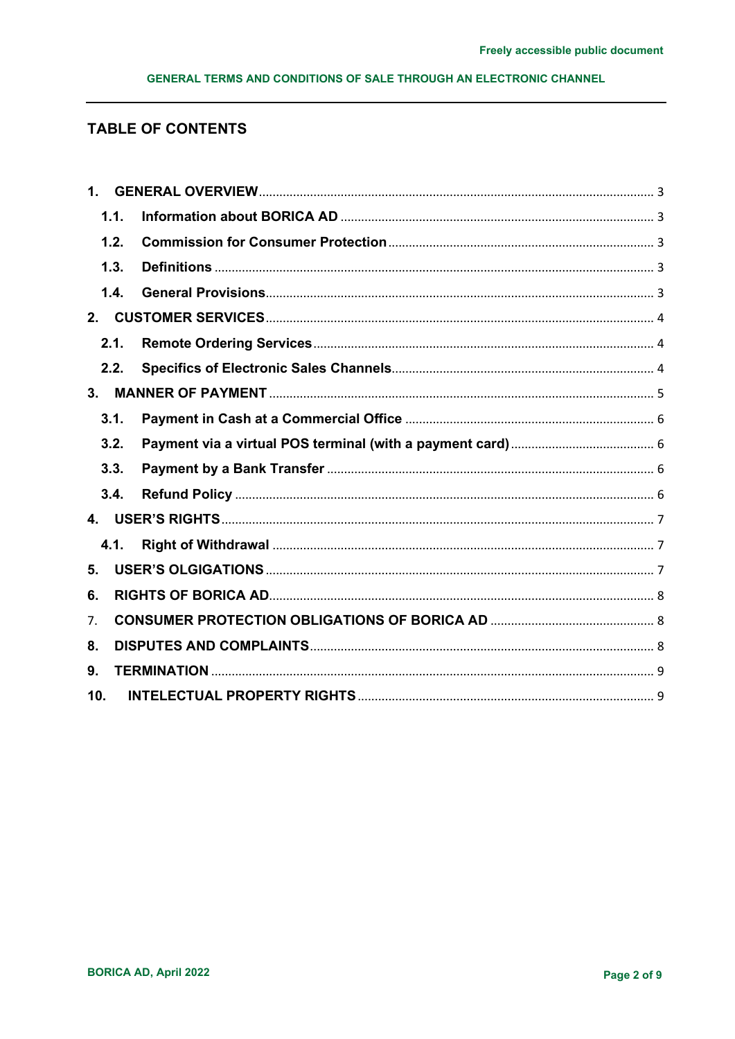## TABLE OF CONTENTS

1. GENERAL OVERVIEW ..... 3
   - 1.1. Information about BORICA AD ..... 3
   - 1.2. Commission for Consumer Protection ..... 3
   - 1.3. Definitions ..... 3
   - 1.4. General Provisions ..... 3
2. CUSTOMER SERVICES ..... 4
   - 2.1. Remote Ordering Services ..... 4
   - 2.2. Specifics of Electronic Sales Channels ..... 4
3. MANNER OF PAYMENT ..... 5
   - 3.1. Payment in Cash at a Commercial Office ..... 6
   - 3.2. Payment via a virtual POS terminal (with a payment card) ..... 6
   - 3.3. Payment by a Bank Transfer ..... 6
   - 3.4. Refund Policy ..... 6
4. USER'S RIGHTS ..... 7
   - 4.1. Right of Withdrawal ..... 7
5. USER'S OLGIGATIONS ..... 7
6. RIGHTS OF BORICA AD ..... 8
7. CONSUMER PROTECTION OBLIGATIONS OF BORICA AD ..... 8
8. DISPUTES AND COMPLAINTS ..... 8
9. TERMINATION ..... 9
10. INTELECTUAL PROPERTY RIGHTS ..... 9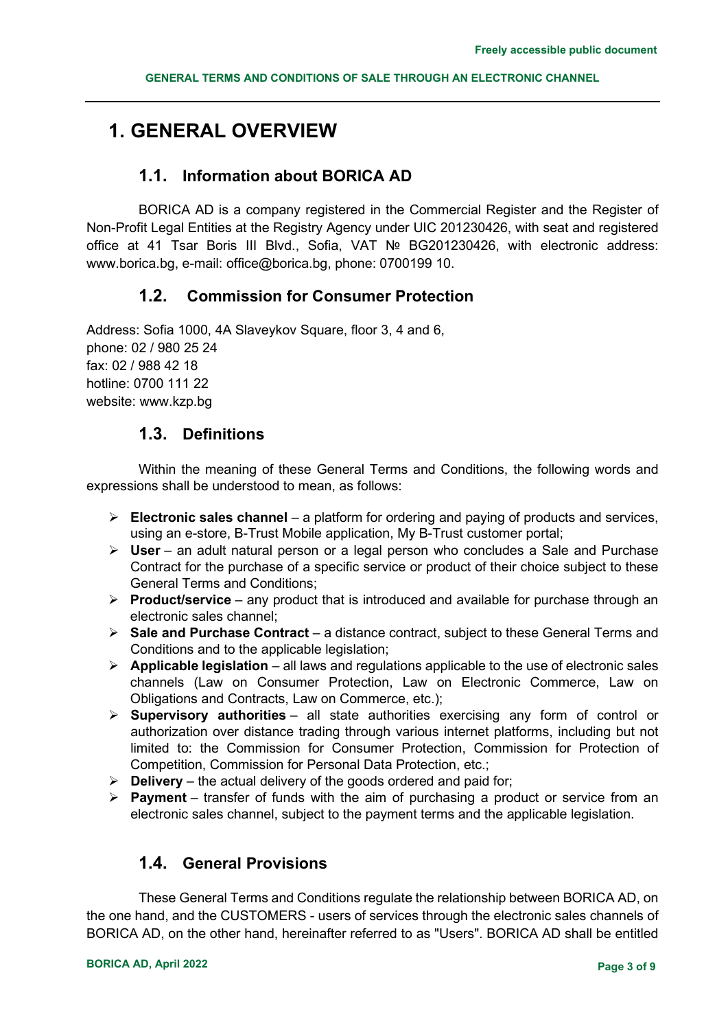# 1. GENERAL OVERVIEW

## 1.1. Information about BORICA AD

BORICA AD is a company registered in the Commercial Register and the Register of Non-Profit Legal Entities at the Registry Agency under UIC 201230426, with seat and registered office at 41 Tsar Boris III Blvd., Sofia, VAT № BG201230426, with electronic address: www.borica.bg, e-mail: office@borica.bg, phone: 0700199 10.

## 1.2. Commission for Consumer Protection

Address: Sofia 1000, 4A Slaveykov Square, floor 3, 4 and 6,
phone: 02 / 980 25 24
fax: 02 / 988 42 18
hotline: 0700 111 22
website: www.kzp.bg

## 1.3. Definitions

Within the meaning of these General Terms and Conditions, the following words and expressions shall be understood to mean, as follows:

- **Electronic sales channel** – a platform for ordering and paying of products and services, using an e-store, B-Trust Mobile application, My B-Trust customer portal;
- **User** – an adult natural person or a legal person who concludes a Sale and Purchase Contract for the purchase of a specific service or product of their choice subject to these General Terms and Conditions;
- **Product/service** – any product that is introduced and available for purchase through an electronic sales channel;
- **Sale and Purchase Contract** – a distance contract, subject to these General Terms and Conditions and to the applicable legislation;
- **Applicable legislation** – all laws and regulations applicable to the use of electronic sales channels (Law on Consumer Protection, Law on Electronic Commerce, Law on Obligations and Contracts, Law on Commerce, etc.);
- **Supervisory authorities** – all state authorities exercising any form of control or authorization over distance trading through various internet platforms, including but not limited to: the Commission for Consumer Protection, Commission for Protection of Competition, Commission for Personal Data Protection, etc.;
- **Delivery** – the actual delivery of the goods ordered and paid for;
- **Payment** – transfer of funds with the aim of purchasing a product or service from an electronic sales channel, subject to the payment terms and the applicable legislation.

## 1.4. General Provisions

These General Terms and Conditions regulate the relationship between BORICA AD, on the one hand, and the CUSTOMERS - users of services through the electronic sales channels of BORICA AD, on the other hand, hereinafter referred to as "Users". BORICA AD shall be entitled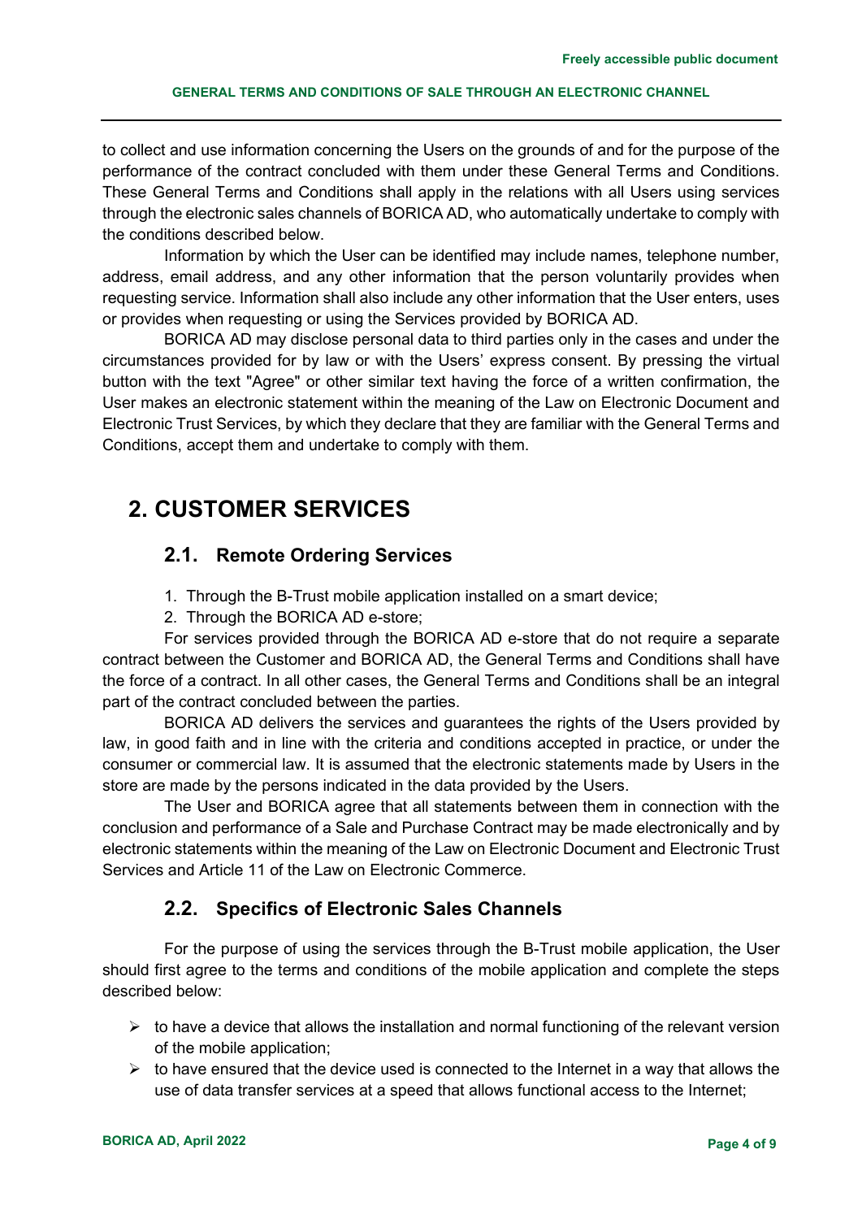to collect and use information concerning the Users on the grounds of and for the purpose of the performance of the contract concluded with them under these General Terms and Conditions. These General Terms and Conditions shall apply in the relations with all Users using services through the electronic sales channels of BORICA AD, who automatically undertake to comply with the conditions described below.

Information by which the User can be identified may include names, telephone number, address, email address, and any other information that the person voluntarily provides when requesting service. Information shall also include any other information that the User enters, uses or provides when requesting or using the Services provided by BORICA AD.

BORICA AD may disclose personal data to third parties only in the cases and under the circumstances provided for by law or with the Users' express consent. By pressing the virtual button with the text "Agree" or other similar text having the force of a written confirmation, the User makes an electronic statement within the meaning of the Law on Electronic Document and Electronic Trust Services, by which they declare that they are familiar with the General Terms and Conditions, accept them and undertake to comply with them.

# 2. CUSTOMER SERVICES

## 2.1. Remote Ordering Services

1. Through the B-Trust mobile application installed on a smart device;
2. Through the BORICA AD e-store;

For services provided through the BORICA AD e-store that do not require a separate contract between the Customer and BORICA AD, the General Terms and Conditions shall have the force of a contract. In all other cases, the General Terms and Conditions shall be an integral part of the contract concluded between the parties.

BORICA AD delivers the services and guarantees the rights of the Users provided by law, in good faith and in line with the criteria and conditions accepted in practice, or under the consumer or commercial law. It is assumed that the electronic statements made by Users in the store are made by the persons indicated in the data provided by the Users.

The User and BORICA agree that all statements between them in connection with the conclusion and performance of a Sale and Purchase Contract may be made electronically and by electronic statements within the meaning of the Law on Electronic Document and Electronic Trust Services and Article 11 of the Law on Electronic Commerce.

## 2.2. Specifics of Electronic Sales Channels

For the purpose of using the services through the B-Trust mobile application, the User should first agree to the terms and conditions of the mobile application and complete the steps described below:

- to have a device that allows the installation and normal functioning of the relevant version of the mobile application;
- to have ensured that the device used is connected to the Internet in a way that allows the use of data transfer services at a speed that allows functional access to the Internet;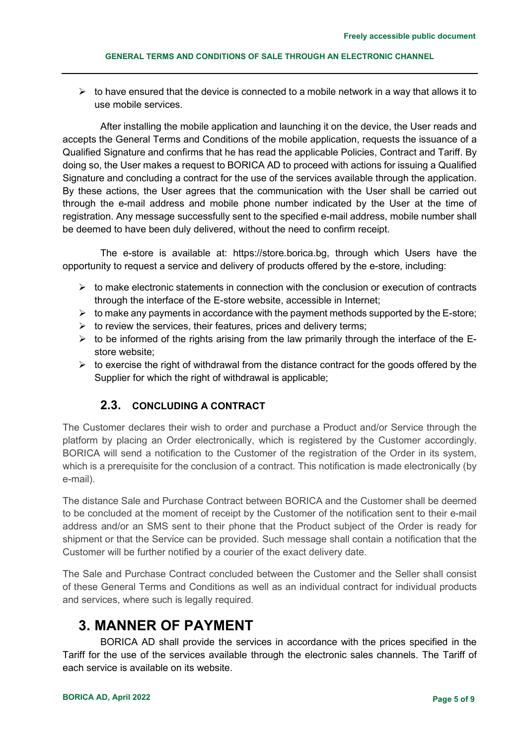- to have ensured that the device is connected to a mobile network in a way that allows it to use mobile services.

After installing the mobile application and launching it on the device, the User reads and accepts the General Terms and Conditions of the mobile application, requests the issuance of a Qualified Signature and confirms that he has read the applicable Policies, Contract and Tariff. By doing so, the User makes a request to BORICA AD to proceed with actions for issuing a Qualified Signature and concluding a contract for the use of the services available through the application. By these actions, the User agrees that the communication with the User shall be carried out through the e-mail address and mobile phone number indicated by the User at the time of registration. Any message successfully sent to the specified e-mail address, mobile number shall be deemed to have been duly delivered, without the need to confirm receipt.

The e-store is available at: https://store.borica.bg, through which Users have the opportunity to request a service and delivery of products offered by the e-store, including:

- to make electronic statements in connection with the conclusion or execution of contracts through the interface of the E-store website, accessible in Internet;
- to make any payments in accordance with the payment methods supported by the E-store;
- to review the services, their features, prices and delivery terms;
- to be informed of the rights arising from the law primarily through the interface of the E-store website;
- to exercise the right of withdrawal from the distance contract for the goods offered by the Supplier for which the right of withdrawal is applicable;

### 2.3. CONCLUDING A CONTRACT

The Customer declares their wish to order and purchase a Product and/or Service through the platform by placing an Order electronically, which is registered by the Customer accordingly. BORICA will send a notification to the Customer of the registration of the Order in its system, which is a prerequisite for the conclusion of a contract. This notification is made electronically (by e-mail).

The distance Sale and Purchase Contract between BORICA and the Customer shall be deemed to be concluded at the moment of receipt by the Customer of the notification sent to their e-mail address and/or an SMS sent to their phone that the Product subject of the Order is ready for shipment or that the Service can be provided. Such message shall contain a notification that the Customer will be further notified by a courier of the exact delivery date.

The Sale and Purchase Contract concluded between the Customer and the Seller shall consist of these General Terms and Conditions as well as an individual contract for individual products and services, where such is legally required.

## 3. MANNER OF PAYMENT

BORICA AD shall provide the services in accordance with the prices specified in the Tariff for the use of the services available through the electronic sales channels. The Tariff of each service is available on its website.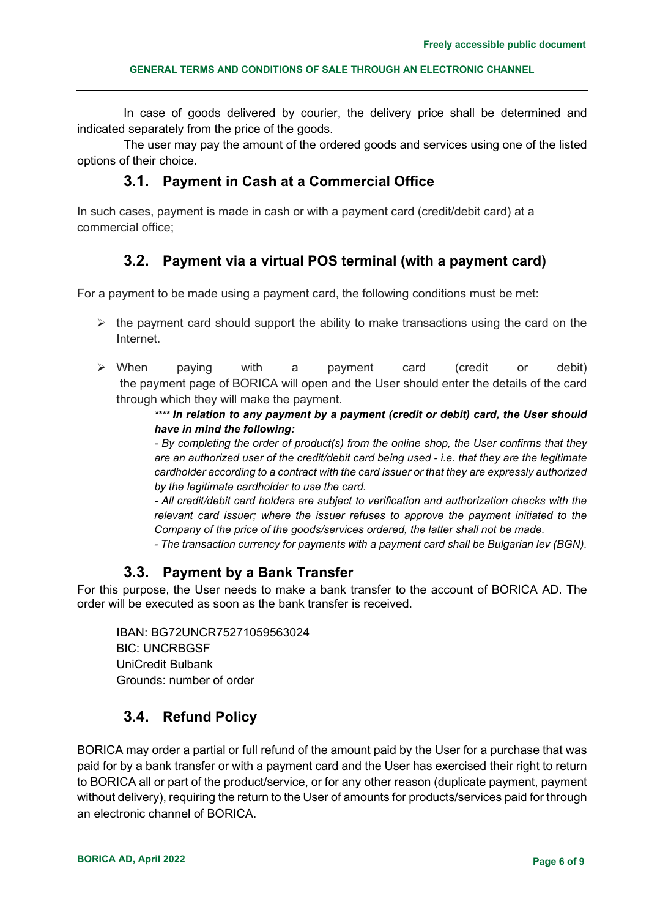In case of goods delivered by courier, the delivery price shall be determined and indicated separately from the price of the goods.

The user may pay the amount of the ordered goods and services using one of the listed options of their choice.

## 3.1. Payment in Cash at a Commercial Office

In such cases, payment is made in cash or with a payment card (credit/debit card) at a commercial office;

## 3.2. Payment via a virtual POS terminal (with a payment card)

For a payment to be made using a payment card, the following conditions must be met:

- the payment card should support the ability to make transactions using the card on the Internet.
- When paying with a payment card (credit or debit) the payment page of BORICA will open and the User should enter the details of the card through which they will make the payment.

  ***\*\*\*\* In relation to any payment by a payment (credit or debit) card, the User should have in mind the following:***

  *- By completing the order of product(s) from the online shop, the User confirms that they are an authorized user of the credit/debit card being used - i.e. that they are the legitimate cardholder according to a contract with the card issuer or that they are expressly authorized by the legitimate cardholder to use the card.*

  *- All credit/debit card holders are subject to verification and authorization checks with the relevant card issuer; where the issuer refuses to approve the payment initiated to the Company of the price of the goods/services ordered, the latter shall not be made.*

  *- The transaction currency for payments with a payment card shall be Bulgarian lev (BGN).*

## 3.3. Payment by a Bank Transfer

For this purpose, the User needs to make a bank transfer to the account of BORICA AD. The order will be executed as soon as the bank transfer is received.

IBAN: BG72UNCR75271059563024  
BIC: UNCRBGSF  
UniCredit Bulbank  
Grounds: number of order

## 3.4. Refund Policy

BORICA may order a partial or full refund of the amount paid by the User for a purchase that was paid for by a bank transfer or with a payment card and the User has exercised their right to return to BORICA all or part of the product/service, or for any other reason (duplicate payment, payment without delivery), requiring the return to the User of amounts for products/services paid for through an electronic channel of BORICA.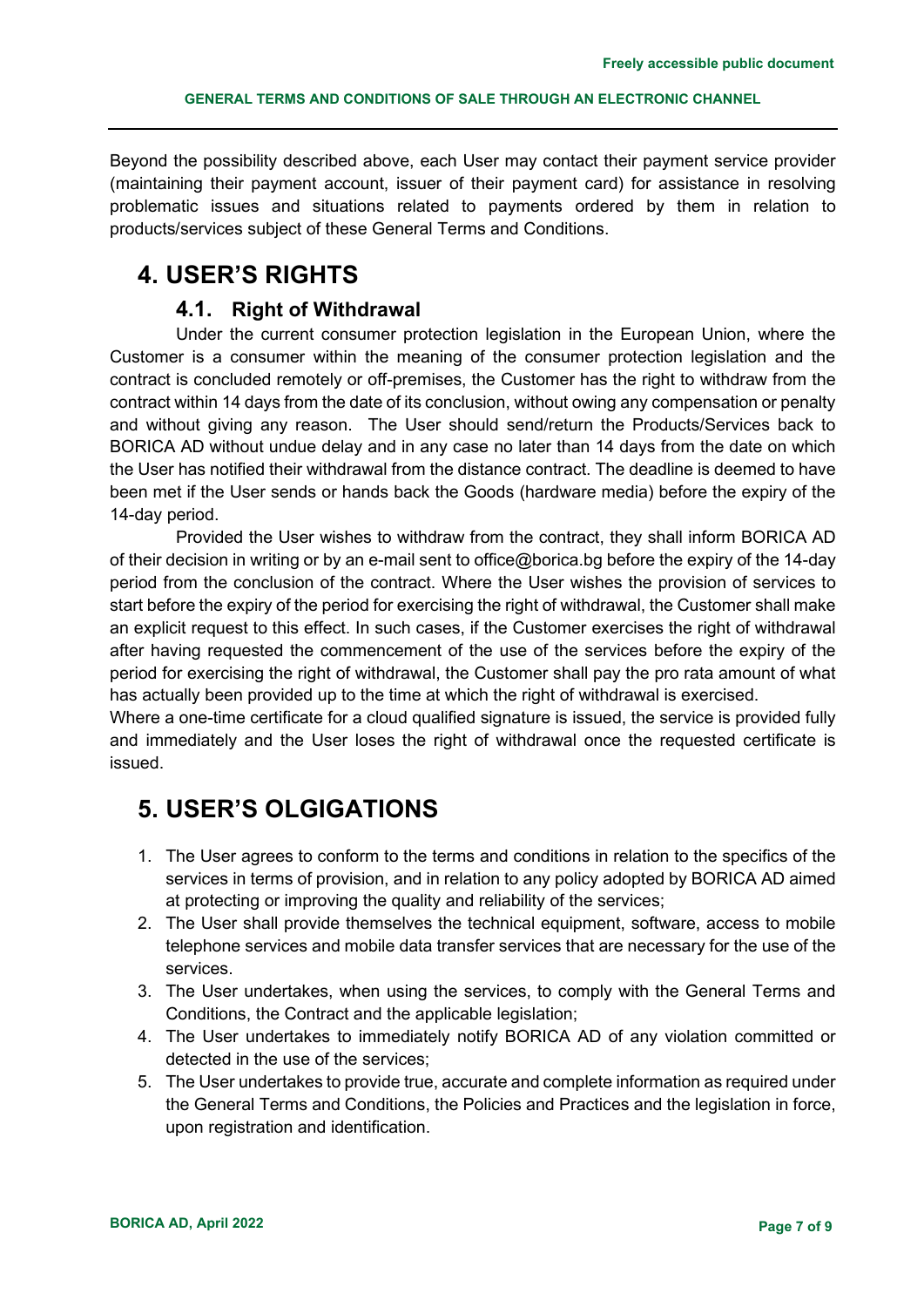Beyond the possibility described above, each User may contact their payment service provider (maintaining their payment account, issuer of their payment card) for assistance in resolving problematic issues and situations related to payments ordered by them in relation to products/services subject of these General Terms and Conditions.

# 4. USER'S RIGHTS

## 4.1. Right of Withdrawal

Under the current consumer protection legislation in the European Union, where the Customer is a consumer within the meaning of the consumer protection legislation and the contract is concluded remotely or off-premises, the Customer has the right to withdraw from the contract within 14 days from the date of its conclusion, without owing any compensation or penalty and without giving any reason. The User should send/return the Products/Services back to BORICA AD without undue delay and in any case no later than 14 days from the date on which the User has notified their withdrawal from the distance contract. The deadline is deemed to have been met if the User sends or hands back the Goods (hardware media) before the expiry of the 14-day period.

Provided the User wishes to withdraw from the contract, they shall inform BORICA AD of their decision in writing or by an e-mail sent to office@borica.bg before the expiry of the 14-day period from the conclusion of the contract. Where the User wishes the provision of services to start before the expiry of the period for exercising the right of withdrawal, the Customer shall make an explicit request to this effect. In such cases, if the Customer exercises the right of withdrawal after having requested the commencement of the use of the services before the expiry of the period for exercising the right of withdrawal, the Customer shall pay the pro rata amount of what has actually been provided up to the time at which the right of withdrawal is exercised.

Where a one-time certificate for a cloud qualified signature is issued, the service is provided fully and immediately and the User loses the right of withdrawal once the requested certificate is issued.

# 5. USER'S OLGIGATIONS

1. The User agrees to conform to the terms and conditions in relation to the specifics of the services in terms of provision, and in relation to any policy adopted by BORICA AD aimed at protecting or improving the quality and reliability of the services;
2. The User shall provide themselves the technical equipment, software, access to mobile telephone services and mobile data transfer services that are necessary for the use of the services.
3. The User undertakes, when using the services, to comply with the General Terms and Conditions, the Contract and the applicable legislation;
4. The User undertakes to immediately notify BORICA AD of any violation committed or detected in the use of the services;
5. The User undertakes to provide true, accurate and complete information as required under the General Terms and Conditions, the Policies and Practices and the legislation in force, upon registration and identification.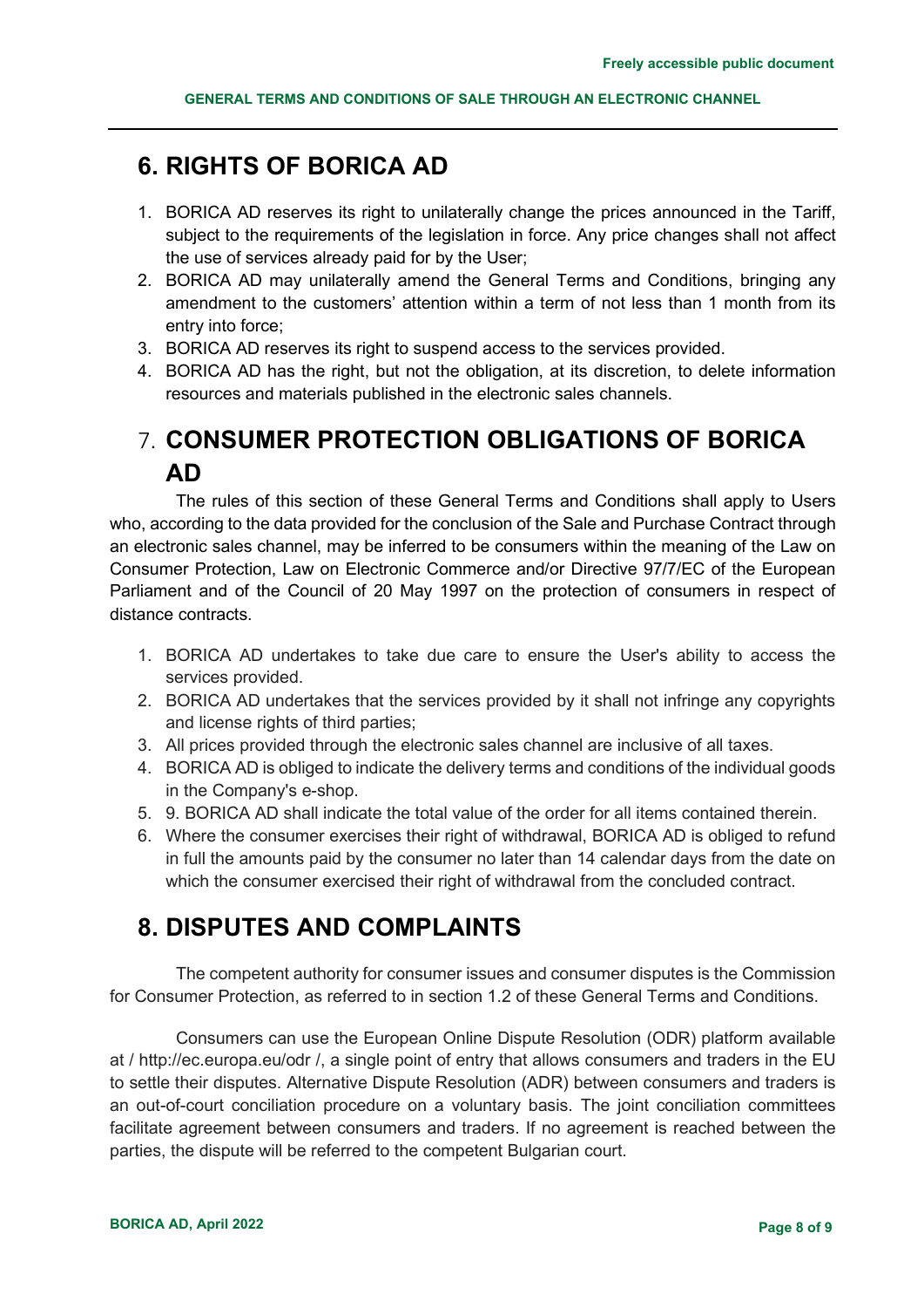## 6. RIGHTS OF BORICA AD

1. BORICA AD reserves its right to unilaterally change the prices announced in the Tariff, subject to the requirements of the legislation in force. Any price changes shall not affect the use of services already paid for by the User;
2. BORICA AD may unilaterally amend the General Terms and Conditions, bringing any amendment to the customers' attention within a term of not less than 1 month from its entry into force;
3. BORICA AD reserves its right to suspend access to the services provided.
4. BORICA AD has the right, but not the obligation, at its discretion, to delete information resources and materials published in the electronic sales channels.

## 7. CONSUMER PROTECTION OBLIGATIONS OF BORICA AD

The rules of this section of these General Terms and Conditions shall apply to Users who, according to the data provided for the conclusion of the Sale and Purchase Contract through an electronic sales channel, may be inferred to be consumers within the meaning of the Law on Consumer Protection, Law on Electronic Commerce and/or Directive 97/7/EC of the European Parliament and of the Council of 20 May 1997 on the protection of consumers in respect of distance contracts.

1. BORICA AD undertakes to take due care to ensure the User's ability to access the services provided.
2. BORICA AD undertakes that the services provided by it shall not infringe any copyrights and license rights of third parties;
3. All prices provided through the electronic sales channel are inclusive of all taxes.
4. BORICA AD is obliged to indicate the delivery terms and conditions of the individual goods in the Company's e-shop.
5. 9. BORICA AD shall indicate the total value of the order for all items contained therein.
6. Where the consumer exercises their right of withdrawal, BORICA AD is obliged to refund in full the amounts paid by the consumer no later than 14 calendar days from the date on which the consumer exercised their right of withdrawal from the concluded contract.

## 8. DISPUTES AND COMPLAINTS

The competent authority for consumer issues and consumer disputes is the Commission for Consumer Protection, as referred to in section 1.2 of these General Terms and Conditions.

Consumers can use the European Online Dispute Resolution (ODR) platform available at / http://ec.europa.eu/odr /, a single point of entry that allows consumers and traders in the EU to settle their disputes. Alternative Dispute Resolution (ADR) between consumers and traders is an out-of-court conciliation procedure on a voluntary basis. The joint conciliation committees facilitate agreement between consumers and traders. If no agreement is reached between the parties, the dispute will be referred to the competent Bulgarian court.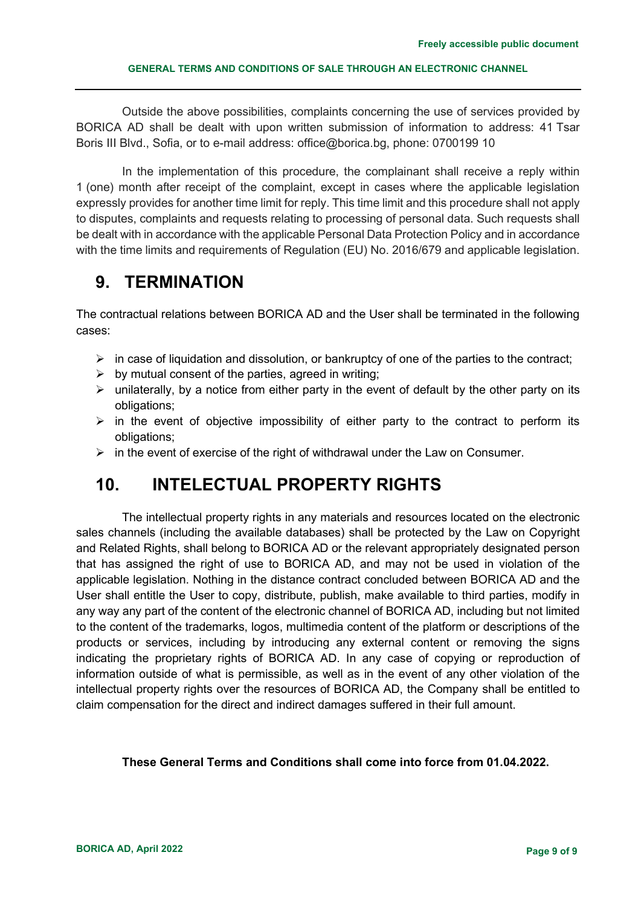Outside the above possibilities, complaints concerning the use of services provided by BORICA AD shall be dealt with upon written submission of information to address: 41 Tsar Boris III Blvd., Sofia, or to e-mail address: office@borica.bg, phone: 0700199 10

In the implementation of this procedure, the complainant shall receive a reply within 1 (one) month after receipt of the complaint, except in cases where the applicable legislation expressly provides for another time limit for reply. This time limit and this procedure shall not apply to disputes, complaints and requests relating to processing of personal data. Such requests shall be dealt with in accordance with the applicable Personal Data Protection Policy and in accordance with the time limits and requirements of Regulation (EU) No. 2016/679 and applicable legislation.

# 9. TERMINATION

The contractual relations between BORICA AD and the User shall be terminated in the following cases:

- in case of liquidation and dissolution, or bankruptcy of one of the parties to the contract;
- by mutual consent of the parties, agreed in writing;
- unilaterally, by a notice from either party in the event of default by the other party on its obligations;
- in the event of objective impossibility of either party to the contract to perform its obligations;
- in the event of exercise of the right of withdrawal under the Law on Consumer.

# 10. INTELECTUAL PROPERTY RIGHTS

The intellectual property rights in any materials and resources located on the electronic sales channels (including the available databases) shall be protected by the Law on Copyright and Related Rights, shall belong to BORICA AD or the relevant appropriately designated person that has assigned the right of use to BORICA AD, and may not be used in violation of the applicable legislation. Nothing in the distance contract concluded between BORICA AD and the User shall entitle the User to copy, distribute, publish, make available to third parties, modify in any way any part of the content of the electronic channel of BORICA AD, including but not limited to the content of the trademarks, logos, multimedia content of the platform or descriptions of the products or services, including by introducing any external content or removing the signs indicating the proprietary rights of BORICA AD. In any case of copying or reproduction of information outside of what is permissible, as well as in the event of any other violation of the intellectual property rights over the resources of BORICA AD, the Company shall be entitled to claim compensation for the direct and indirect damages suffered in their full amount.

**These General Terms and Conditions shall come into force from 01.04.2022.**